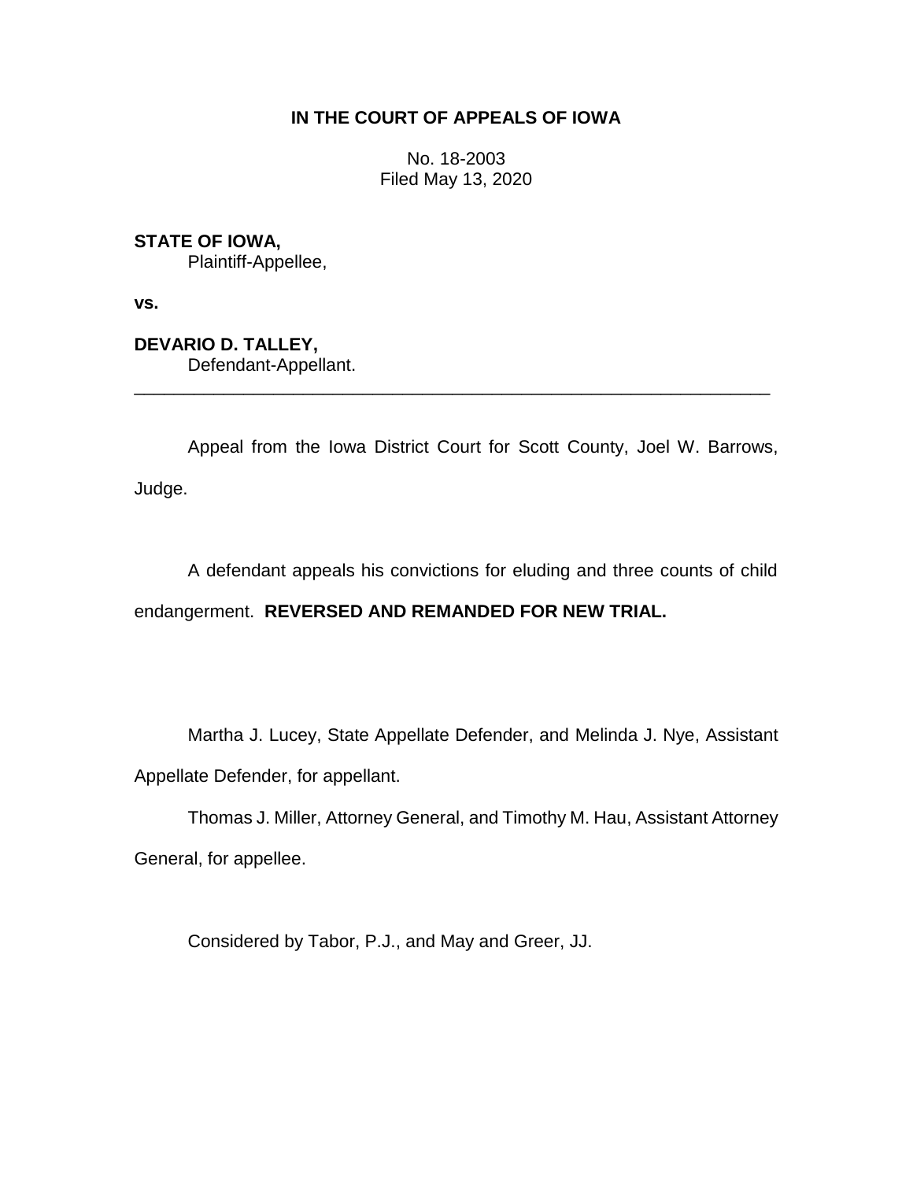# IN THE COURT OF APPEALS OF IOWA

No. 18-2003
Filed May 13, 2020

**STATE OF IOWA,**
Plaintiff-Appellee,

**vs.**

**DEVARIO D. TALLEY,**
Defendant-Appellant.

---

Appeal from the Iowa District Court for Scott County, Joel W. Barrows, Judge.

A defendant appeals his convictions for eluding and three counts of child endangerment. **REVERSED AND REMANDED FOR NEW TRIAL.**

Martha J. Lucey, State Appellate Defender, and Melinda J. Nye, Assistant Appellate Defender, for appellant.

Thomas J. Miller, Attorney General, and Timothy M. Hau, Assistant Attorney General, for appellee.

Considered by Tabor, P.J., and May and Greer, JJ.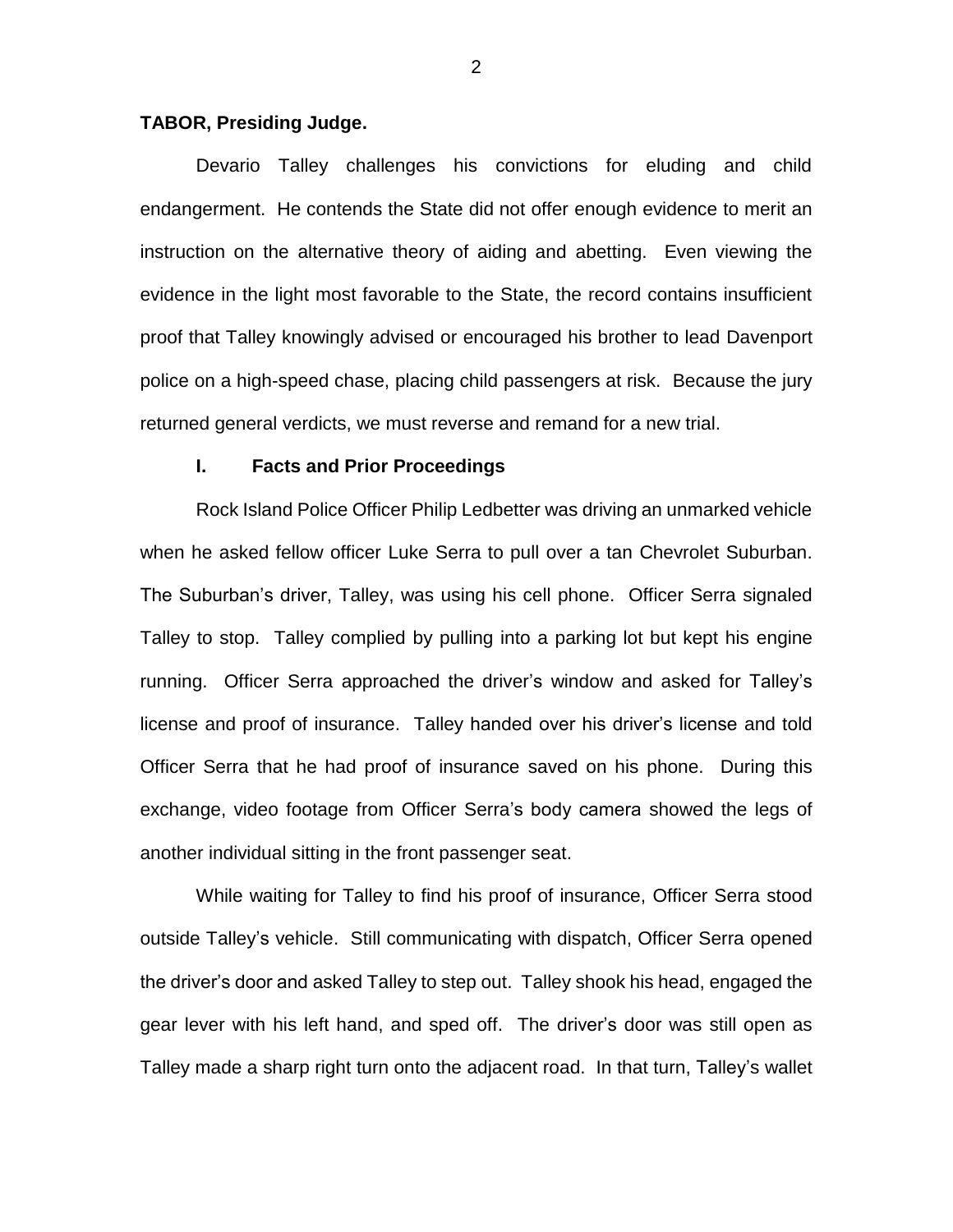**TABOR, Presiding Judge.**

Devario Talley challenges his convictions for eluding and child endangerment. He contends the State did not offer enough evidence to merit an instruction on the alternative theory of aiding and abetting. Even viewing the evidence in the light most favorable to the State, the record contains insufficient proof that Talley knowingly advised or encouraged his brother to lead Davenport police on a high-speed chase, placing child passengers at risk. Because the jury returned general verdicts, we must reverse and remand for a new trial.

## I. Facts and Prior Proceedings

Rock Island Police Officer Philip Ledbetter was driving an unmarked vehicle when he asked fellow officer Luke Serra to pull over a tan Chevrolet Suburban. The Suburban's driver, Talley, was using his cell phone. Officer Serra signaled Talley to stop. Talley complied by pulling into a parking lot but kept his engine running. Officer Serra approached the driver's window and asked for Talley's license and proof of insurance. Talley handed over his driver's license and told Officer Serra that he had proof of insurance saved on his phone. During this exchange, video footage from Officer Serra's body camera showed the legs of another individual sitting in the front passenger seat.

While waiting for Talley to find his proof of insurance, Officer Serra stood outside Talley's vehicle. Still communicating with dispatch, Officer Serra opened the driver's door and asked Talley to step out. Talley shook his head, engaged the gear lever with his left hand, and sped off. The driver's door was still open as Talley made a sharp right turn onto the adjacent road. In that turn, Talley's wallet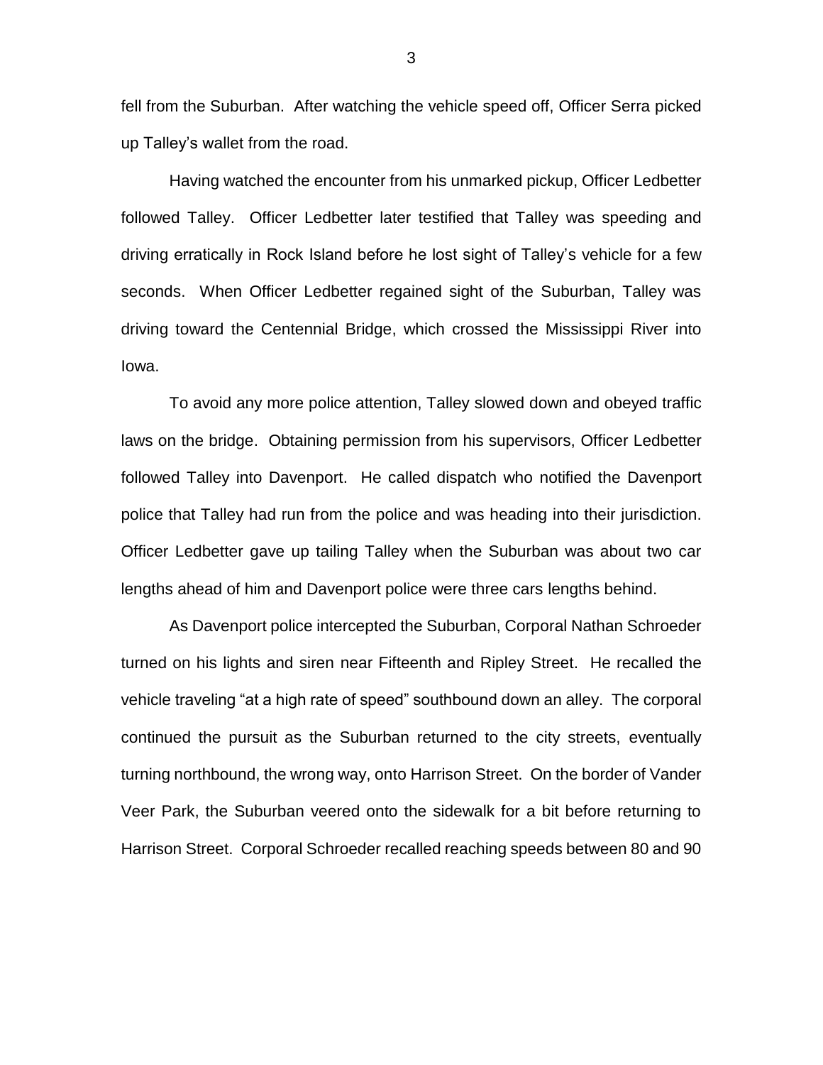fell from the Suburban. After watching the vehicle speed off, Officer Serra picked up Talley's wallet from the road.

Having watched the encounter from his unmarked pickup, Officer Ledbetter followed Talley. Officer Ledbetter later testified that Talley was speeding and driving erratically in Rock Island before he lost sight of Talley's vehicle for a few seconds. When Officer Ledbetter regained sight of the Suburban, Talley was driving toward the Centennial Bridge, which crossed the Mississippi River into Iowa.

To avoid any more police attention, Talley slowed down and obeyed traffic laws on the bridge. Obtaining permission from his supervisors, Officer Ledbetter followed Talley into Davenport. He called dispatch who notified the Davenport police that Talley had run from the police and was heading into their jurisdiction. Officer Ledbetter gave up tailing Talley when the Suburban was about two car lengths ahead of him and Davenport police were three cars lengths behind.

As Davenport police intercepted the Suburban, Corporal Nathan Schroeder turned on his lights and siren near Fifteenth and Ripley Street. He recalled the vehicle traveling "at a high rate of speed" southbound down an alley. The corporal continued the pursuit as the Suburban returned to the city streets, eventually turning northbound, the wrong way, onto Harrison Street. On the border of Vander Veer Park, the Suburban veered onto the sidewalk for a bit before returning to Harrison Street. Corporal Schroeder recalled reaching speeds between 80 and 90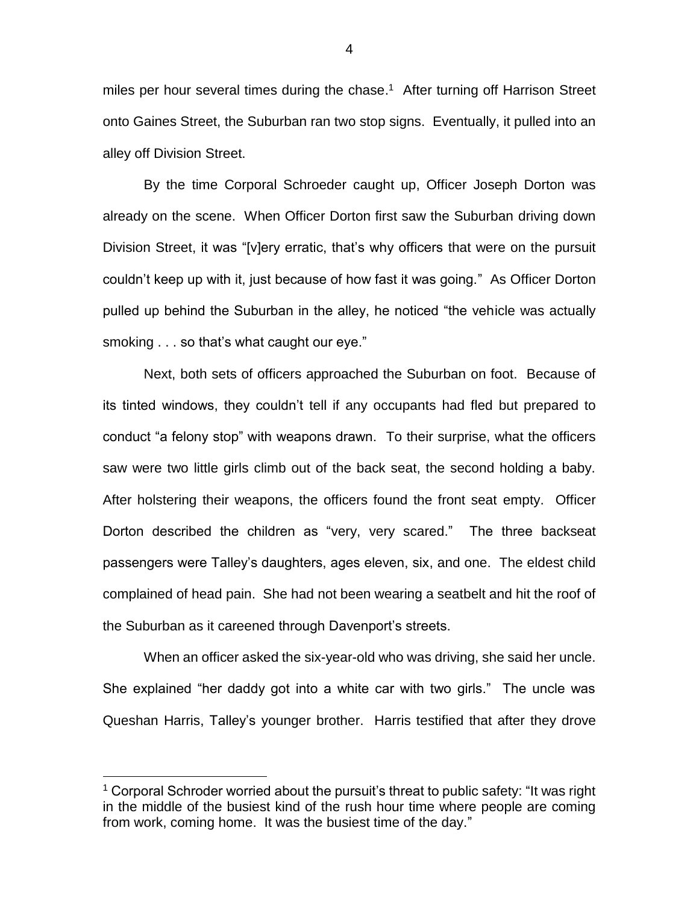miles per hour several times during the chase.[1] After turning off Harrison Street onto Gaines Street, the Suburban ran two stop signs. Eventually, it pulled into an alley off Division Street.

By the time Corporal Schroeder caught up, Officer Joseph Dorton was already on the scene. When Officer Dorton first saw the Suburban driving down Division Street, it was "[v]ery erratic, that's why officers that were on the pursuit couldn't keep up with it, just because of how fast it was going." As Officer Dorton pulled up behind the Suburban in the alley, he noticed "the vehicle was actually smoking . . . so that's what caught our eye."

Next, both sets of officers approached the Suburban on foot. Because of its tinted windows, they couldn't tell if any occupants had fled but prepared to conduct "a felony stop" with weapons drawn. To their surprise, what the officers saw were two little girls climb out of the back seat, the second holding a baby. After holstering their weapons, the officers found the front seat empty. Officer Dorton described the children as "very, very scared." The three backseat passengers were Talley's daughters, ages eleven, six, and one. The eldest child complained of head pain. She had not been wearing a seatbelt and hit the roof of the Suburban as it careened through Davenport's streets.

When an officer asked the six-year-old who was driving, she said her uncle. She explained "her daddy got into a white car with two girls." The uncle was Queshan Harris, Talley's younger brother. Harris testified that after they drove

---

[1] Corporal Schroder worried about the pursuit's threat to public safety: "It was right in the middle of the busiest kind of the rush hour time where people are coming from work, coming home. It was the busiest time of the day."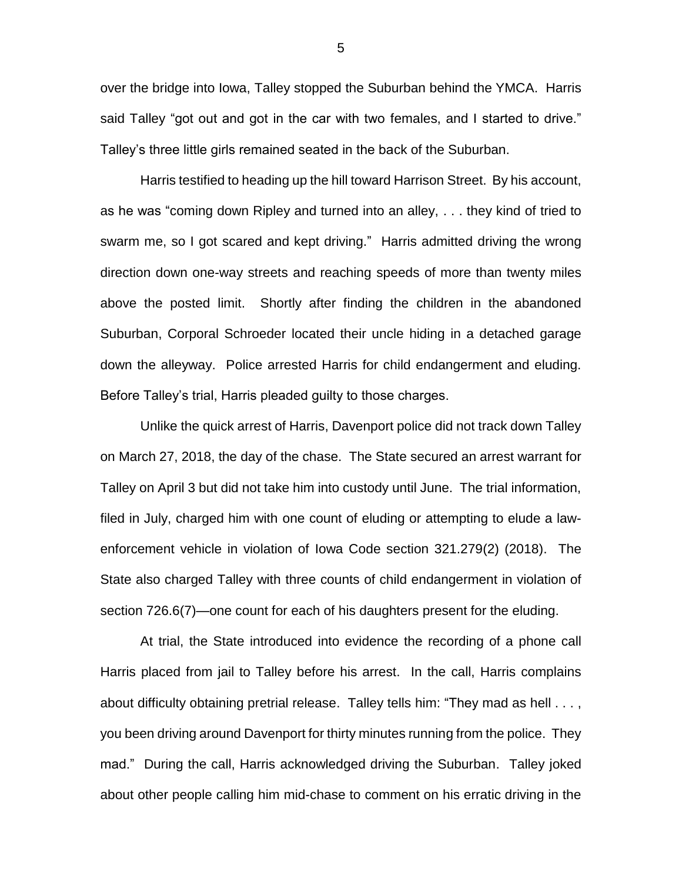over the bridge into Iowa, Talley stopped the Suburban behind the YMCA. Harris said Talley "got out and got in the car with two females, and I started to drive." Talley's three little girls remained seated in the back of the Suburban.

Harris testified to heading up the hill toward Harrison Street. By his account, as he was "coming down Ripley and turned into an alley, . . . they kind of tried to swarm me, so I got scared and kept driving." Harris admitted driving the wrong direction down one-way streets and reaching speeds of more than twenty miles above the posted limit. Shortly after finding the children in the abandoned Suburban, Corporal Schroeder located their uncle hiding in a detached garage down the alleyway. Police arrested Harris for child endangerment and eluding. Before Talley's trial, Harris pleaded guilty to those charges.

Unlike the quick arrest of Harris, Davenport police did not track down Talley on March 27, 2018, the day of the chase. The State secured an arrest warrant for Talley on April 3 but did not take him into custody until June. The trial information, filed in July, charged him with one count of eluding or attempting to elude a law-enforcement vehicle in violation of Iowa Code section 321.279(2) (2018). The State also charged Talley with three counts of child endangerment in violation of section 726.6(7)—one count for each of his daughters present for the eluding.

At trial, the State introduced into evidence the recording of a phone call Harris placed from jail to Talley before his arrest. In the call, Harris complains about difficulty obtaining pretrial release. Talley tells him: "They mad as hell . . . , you been driving around Davenport for thirty minutes running from the police. They mad." During the call, Harris acknowledged driving the Suburban. Talley joked about other people calling him mid-chase to comment on his erratic driving in the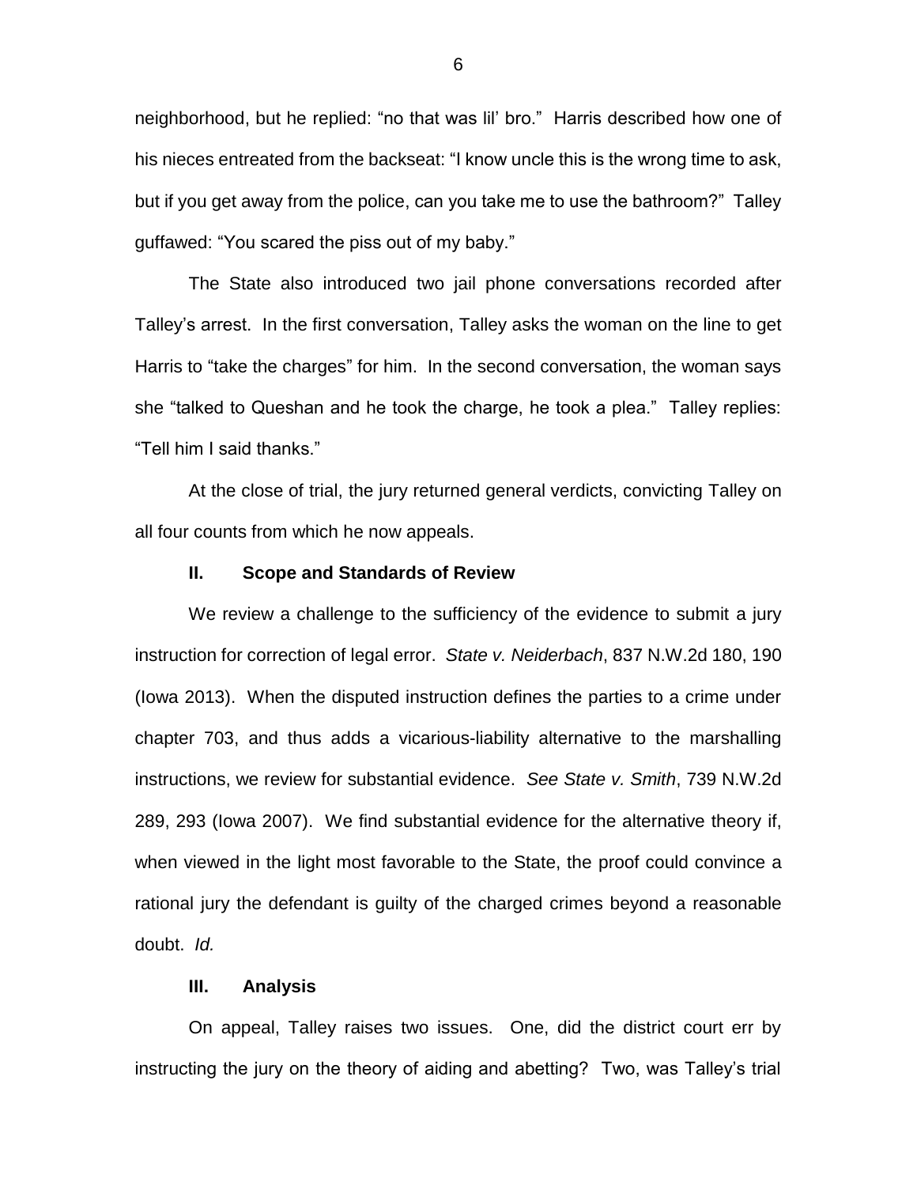neighborhood, but he replied: "no that was lil' bro." Harris described how one of his nieces entreated from the backseat: "I know uncle this is the wrong time to ask, but if you get away from the police, can you take me to use the bathroom?" Talley guffawed: "You scared the piss out of my baby."

The State also introduced two jail phone conversations recorded after Talley's arrest. In the first conversation, Talley asks the woman on the line to get Harris to "take the charges" for him. In the second conversation, the woman says she "talked to Queshan and he took the charge, he took a plea." Talley replies: "Tell him I said thanks."

At the close of trial, the jury returned general verdicts, convicting Talley on all four counts from which he now appeals.

## II. Scope and Standards of Review

We review a challenge to the sufficiency of the evidence to submit a jury instruction for correction of legal error. *State v. Neiderbach*, 837 N.W.2d 180, 190 (Iowa 2013). When the disputed instruction defines the parties to a crime under chapter 703, and thus adds a vicarious-liability alternative to the marshalling instructions, we review for substantial evidence. *See State v. Smith*, 739 N.W.2d 289, 293 (Iowa 2007). We find substantial evidence for the alternative theory if, when viewed in the light most favorable to the State, the proof could convince a rational jury the defendant is guilty of the charged crimes beyond a reasonable doubt. *Id.*

## III. Analysis

On appeal, Talley raises two issues. One, did the district court err by instructing the jury on the theory of aiding and abetting? Two, was Talley's trial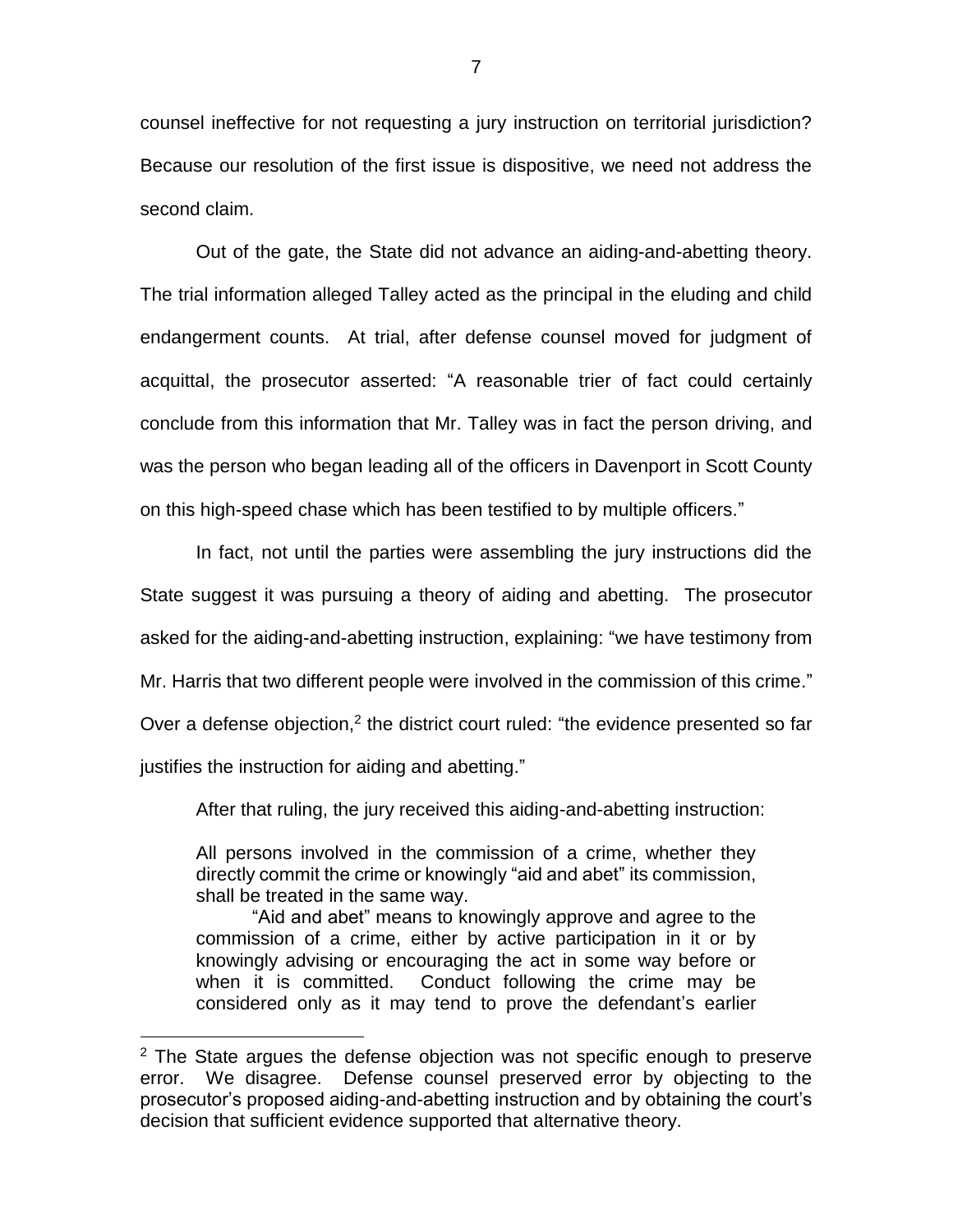counsel ineffective for not requesting a jury instruction on territorial jurisdiction? Because our resolution of the first issue is dispositive, we need not address the second claim.

Out of the gate, the State did not advance an aiding-and-abetting theory. The trial information alleged Talley acted as the principal in the eluding and child endangerment counts. At trial, after defense counsel moved for judgment of acquittal, the prosecutor asserted: "A reasonable trier of fact could certainly conclude from this information that Mr. Talley was in fact the person driving, and was the person who began leading all of the officers in Davenport in Scott County on this high-speed chase which has been testified to by multiple officers."

In fact, not until the parties were assembling the jury instructions did the State suggest it was pursuing a theory of aiding and abetting. The prosecutor asked for the aiding-and-abetting instruction, explaining: "we have testimony from Mr. Harris that two different people were involved in the commission of this crime." Over a defense objection,[2] the district court ruled: "the evidence presented so far justifies the instruction for aiding and abetting."

After that ruling, the jury received this aiding-and-abetting instruction:

> All persons involved in the commission of a crime, whether they directly commit the crime or knowingly "aid and abet" its commission, shall be treated in the same way.
>
> "Aid and abet" means to knowingly approve and agree to the commission of a crime, either by active participation in it or by knowingly advising or encouraging the act in some way before or when it is committed. Conduct following the crime may be considered only as it may tend to prove the defendant's earlier

[2] The State argues the defense objection was not specific enough to preserve error. We disagree. Defense counsel preserved error by objecting to the prosecutor's proposed aiding-and-abetting instruction and by obtaining the court's decision that sufficient evidence supported that alternative theory.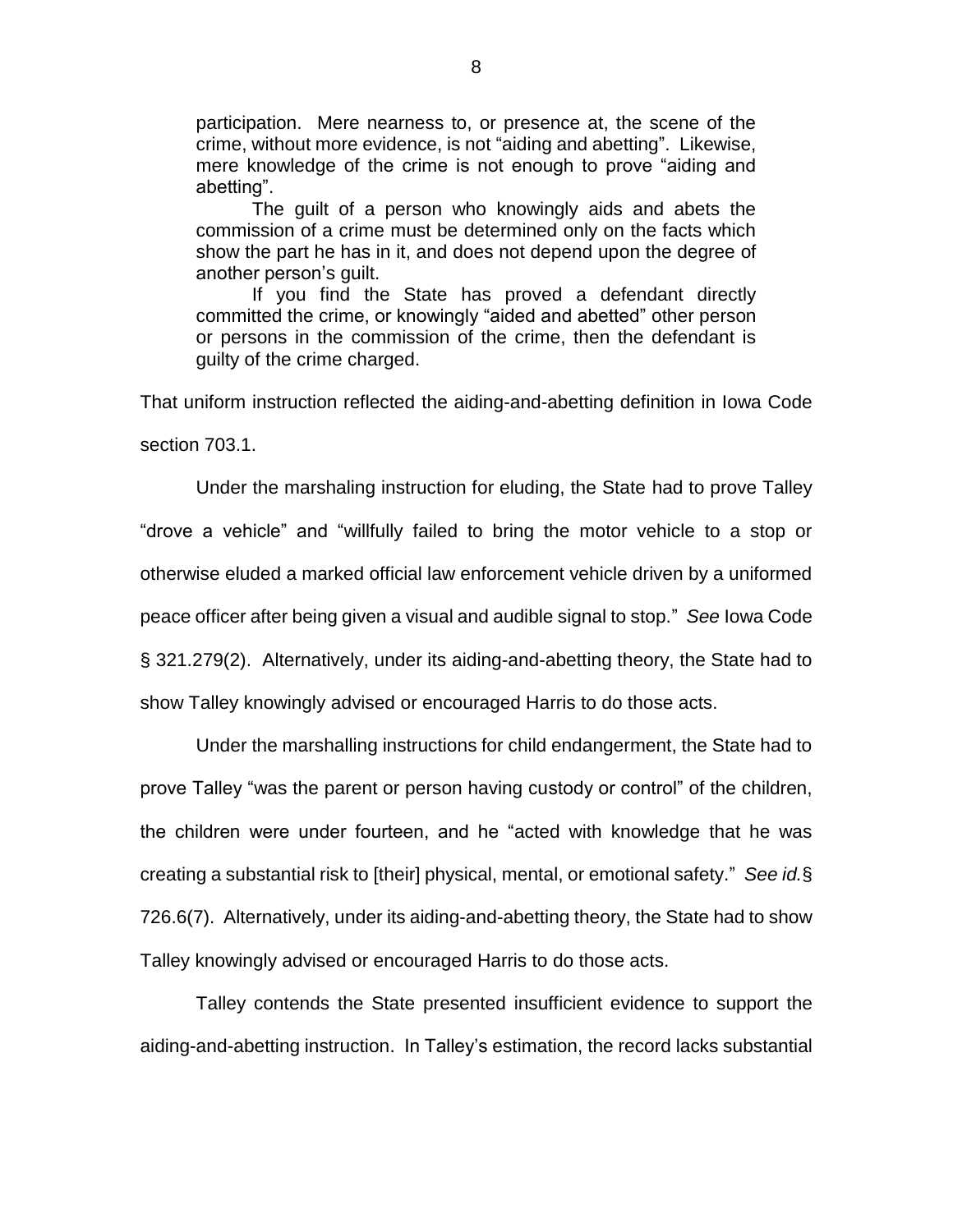> participation. Mere nearness to, or presence at, the scene of the crime, without more evidence, is not "aiding and abetting". Likewise, mere knowledge of the crime is not enough to prove "aiding and abetting".
>
> The guilt of a person who knowingly aids and abets the commission of a crime must be determined only on the facts which show the part he has in it, and does not depend upon the degree of another person's guilt.
>
> If you find the State has proved a defendant directly committed the crime, or knowingly "aided and abetted" other person or persons in the commission of the crime, then the defendant is guilty of the crime charged.

That uniform instruction reflected the aiding-and-abetting definition in Iowa Code section 703.1.

Under the marshaling instruction for eluding, the State had to prove Talley "drove a vehicle" and "willfully failed to bring the motor vehicle to a stop or otherwise eluded a marked official law enforcement vehicle driven by a uniformed peace officer after being given a visual and audible signal to stop." *See* Iowa Code § 321.279(2). Alternatively, under its aiding-and-abetting theory, the State had to show Talley knowingly advised or encouraged Harris to do those acts.

Under the marshalling instructions for child endangerment, the State had to prove Talley "was the parent or person having custody or control" of the children, the children were under fourteen, and he "acted with knowledge that he was creating a substantial risk to [their] physical, mental, or emotional safety." *See id.* § 726.6(7). Alternatively, under its aiding-and-abetting theory, the State had to show Talley knowingly advised or encouraged Harris to do those acts.

Talley contends the State presented insufficient evidence to support the aiding-and-abetting instruction. In Talley's estimation, the record lacks substantial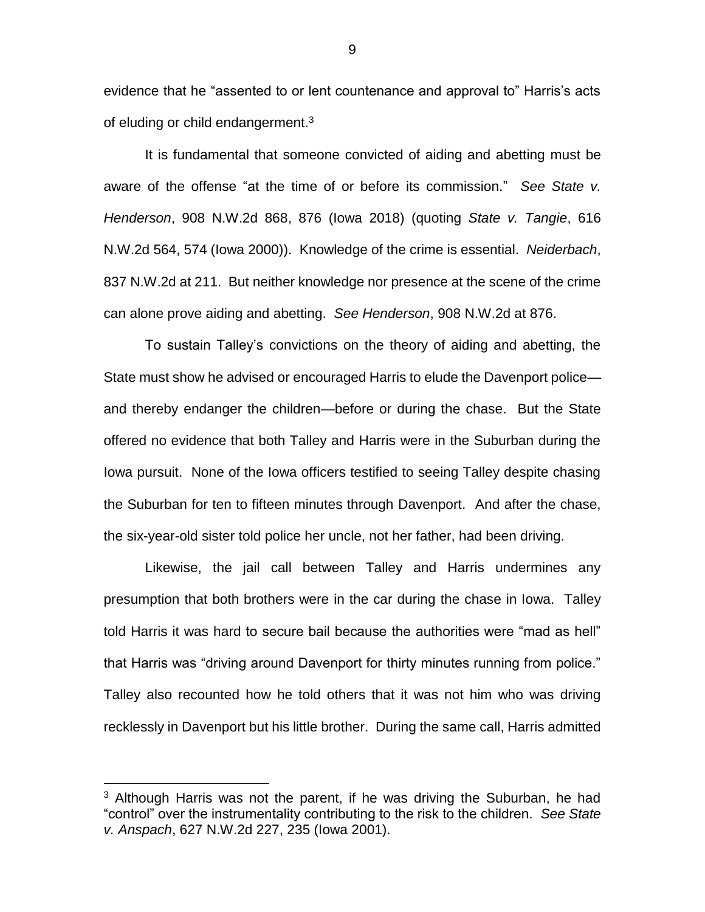evidence that he "assented to or lent countenance and approval to" Harris's acts of eluding or child endangerment.[3]

It is fundamental that someone convicted of aiding and abetting must be aware of the offense "at the time of or before its commission." *See State v. Henderson*, 908 N.W.2d 868, 876 (Iowa 2018) (quoting *State v. Tangie*, 616 N.W.2d 564, 574 (Iowa 2000)). Knowledge of the crime is essential. *Neiderbach*, 837 N.W.2d at 211. But neither knowledge nor presence at the scene of the crime can alone prove aiding and abetting. *See Henderson*, 908 N.W.2d at 876.

To sustain Talley's convictions on the theory of aiding and abetting, the State must show he advised or encouraged Harris to elude the Davenport police—and thereby endanger the children—before or during the chase. But the State offered no evidence that both Talley and Harris were in the Suburban during the Iowa pursuit. None of the Iowa officers testified to seeing Talley despite chasing the Suburban for ten to fifteen minutes through Davenport. And after the chase, the six-year-old sister told police her uncle, not her father, had been driving.

Likewise, the jail call between Talley and Harris undermines any presumption that both brothers were in the car during the chase in Iowa. Talley told Harris it was hard to secure bail because the authorities were "mad as hell" that Harris was "driving around Davenport for thirty minutes running from police." Talley also recounted how he told others that it was not him who was driving recklessly in Davenport but his little brother. During the same call, Harris admitted

---

[3] Although Harris was not the parent, if he was driving the Suburban, he had "control" over the instrumentality contributing to the risk to the children. *See State v. Anspach*, 627 N.W.2d 227, 235 (Iowa 2001).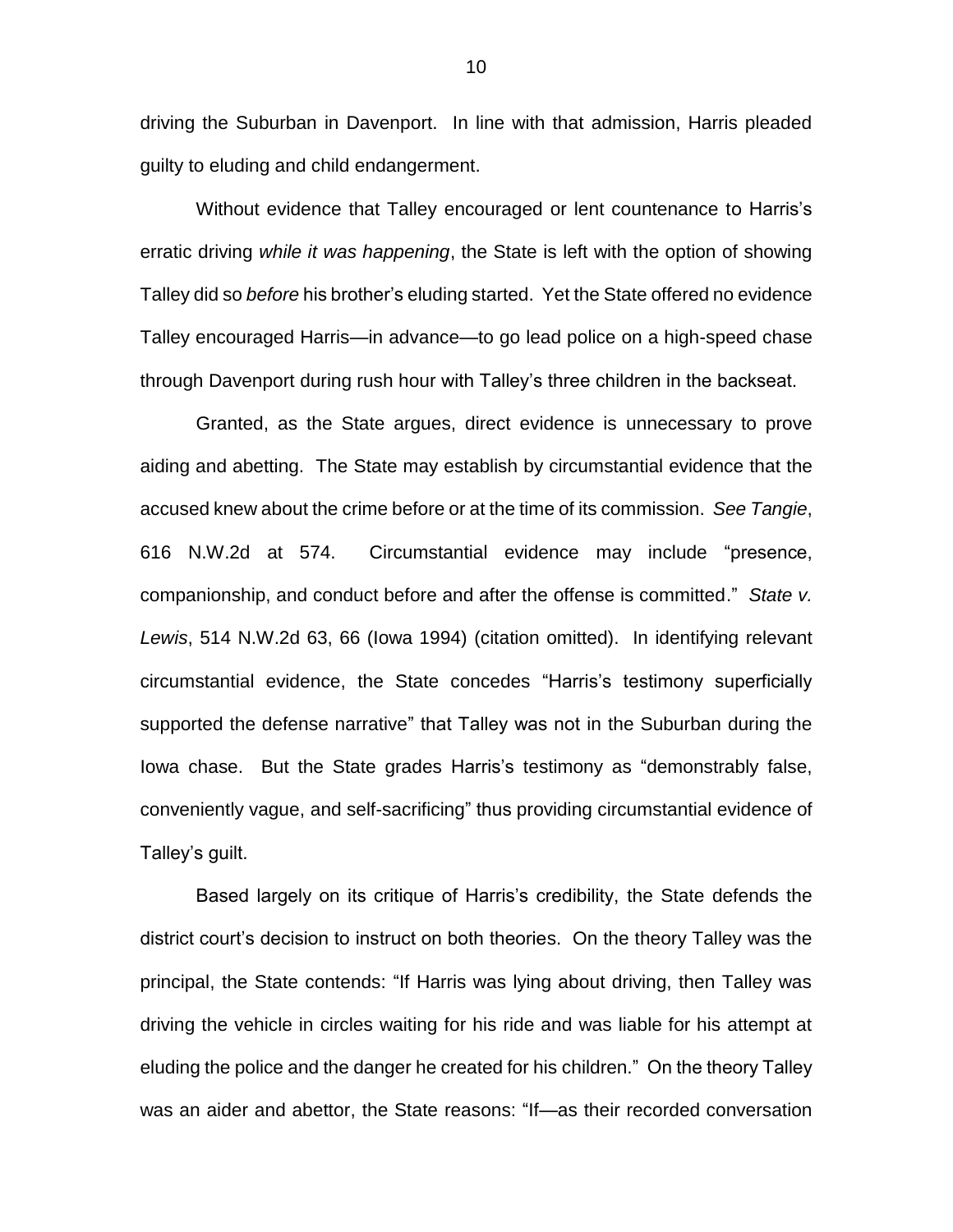driving the Suburban in Davenport. In line with that admission, Harris pleaded guilty to eluding and child endangerment.

Without evidence that Talley encouraged or lent countenance to Harris's erratic driving *while it was happening*, the State is left with the option of showing Talley did so *before* his brother's eluding started. Yet the State offered no evidence Talley encouraged Harris—in advance—to go lead police on a high-speed chase through Davenport during rush hour with Talley's three children in the backseat.

Granted, as the State argues, direct evidence is unnecessary to prove aiding and abetting. The State may establish by circumstantial evidence that the accused knew about the crime before or at the time of its commission. *See Tangie*, 616 N.W.2d at 574. Circumstantial evidence may include "presence, companionship, and conduct before and after the offense is committed." *State v. Lewis*, 514 N.W.2d 63, 66 (Iowa 1994) (citation omitted). In identifying relevant circumstantial evidence, the State concedes "Harris's testimony superficially supported the defense narrative" that Talley was not in the Suburban during the Iowa chase. But the State grades Harris's testimony as "demonstrably false, conveniently vague, and self-sacrificing" thus providing circumstantial evidence of Talley's guilt.

Based largely on its critique of Harris's credibility, the State defends the district court's decision to instruct on both theories. On the theory Talley was the principal, the State contends: "If Harris was lying about driving, then Talley was driving the vehicle in circles waiting for his ride and was liable for his attempt at eluding the police and the danger he created for his children." On the theory Talley was an aider and abettor, the State reasons: "If—as their recorded conversation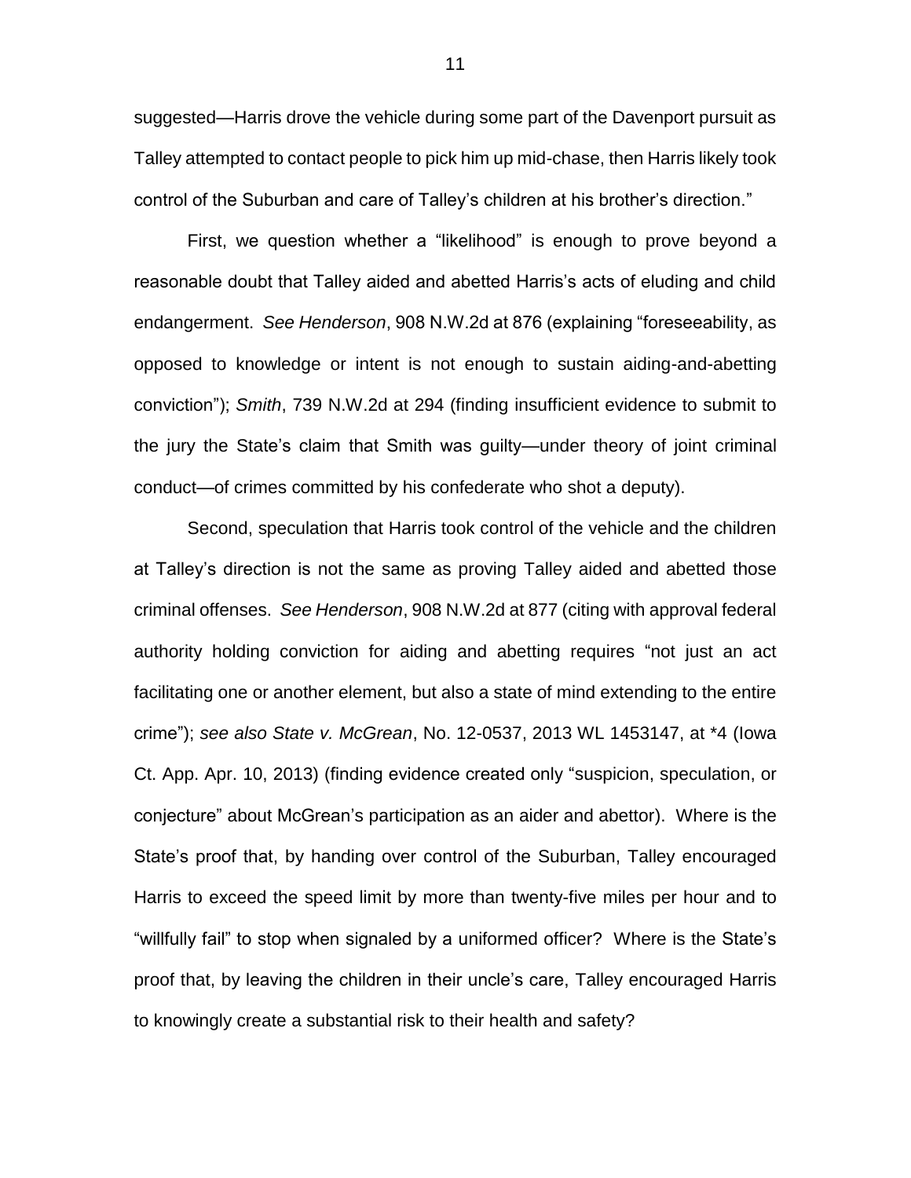suggested—Harris drove the vehicle during some part of the Davenport pursuit as Talley attempted to contact people to pick him up mid-chase, then Harris likely took control of the Suburban and care of Talley's children at his brother's direction."

First, we question whether a "likelihood" is enough to prove beyond a reasonable doubt that Talley aided and abetted Harris's acts of eluding and child endangerment. *See Henderson*, 908 N.W.2d at 876 (explaining "foreseeability, as opposed to knowledge or intent is not enough to sustain aiding-and-abetting conviction"); *Smith*, 739 N.W.2d at 294 (finding insufficient evidence to submit to the jury the State's claim that Smith was guilty—under theory of joint criminal conduct—of crimes committed by his confederate who shot a deputy).

Second, speculation that Harris took control of the vehicle and the children at Talley's direction is not the same as proving Talley aided and abetted those criminal offenses. *See Henderson*, 908 N.W.2d at 877 (citing with approval federal authority holding conviction for aiding and abetting requires "not just an act facilitating one or another element, but also a state of mind extending to the entire crime"); *see also State v. McGrean*, No. 12-0537, 2013 WL 1453147, at *4 (Iowa Ct. App. Apr. 10, 2013) (finding evidence created only "suspicion, speculation, or conjecture" about McGrean's participation as an aider and abettor). Where is the State's proof that, by handing over control of the Suburban, Talley encouraged Harris to exceed the speed limit by more than twenty-five miles per hour and to "willfully fail" to stop when signaled by a uniformed officer? Where is the State's proof that, by leaving the children in their uncle's care, Talley encouraged Harris to knowingly create a substantial risk to their health and safety?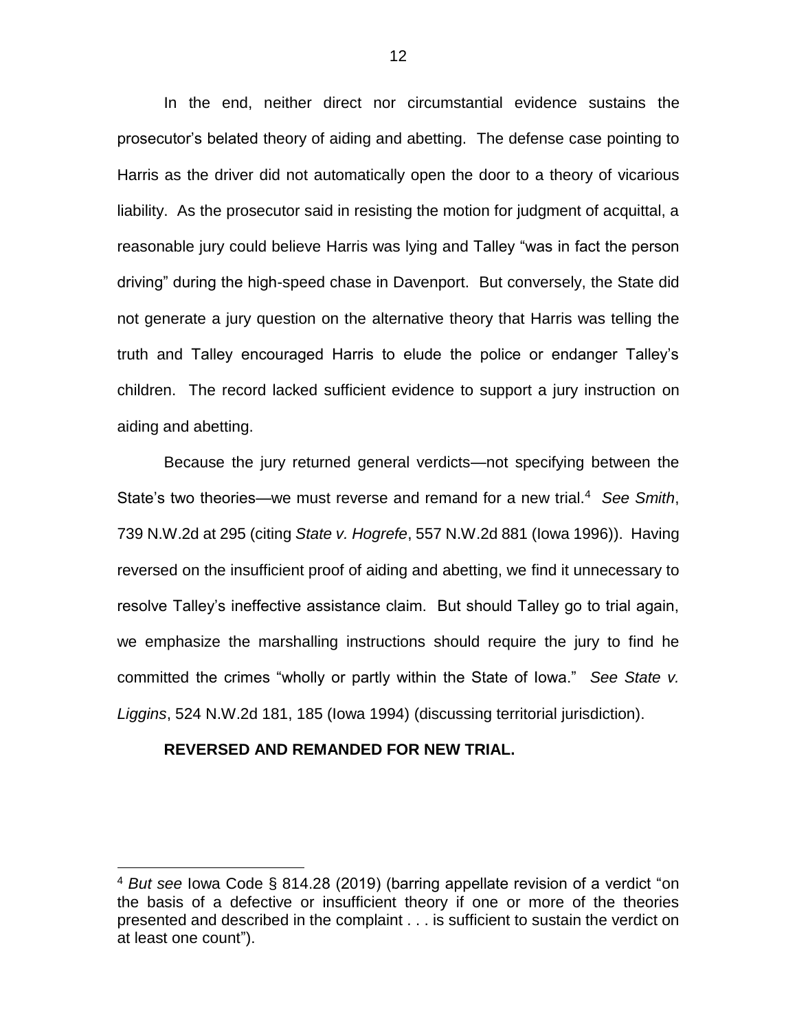In the end, neither direct nor circumstantial evidence sustains the prosecutor's belated theory of aiding and abetting. The defense case pointing to Harris as the driver did not automatically open the door to a theory of vicarious liability. As the prosecutor said in resisting the motion for judgment of acquittal, a reasonable jury could believe Harris was lying and Talley "was in fact the person driving" during the high-speed chase in Davenport. But conversely, the State did not generate a jury question on the alternative theory that Harris was telling the truth and Talley encouraged Harris to elude the police or endanger Talley's children. The record lacked sufficient evidence to support a jury instruction on aiding and abetting.

Because the jury returned general verdicts—not specifying between the State's two theories—we must reverse and remand for a new trial.[4] *See Smith*, 739 N.W.2d at 295 (citing *State v. Hogrefe*, 557 N.W.2d 881 (Iowa 1996)). Having reversed on the insufficient proof of aiding and abetting, we find it unnecessary to resolve Talley's ineffective assistance claim. But should Talley go to trial again, we emphasize the marshalling instructions should require the jury to find he committed the crimes "wholly or partly within the State of Iowa." *See State v. Liggins*, 524 N.W.2d 181, 185 (Iowa 1994) (discussing territorial jurisdiction).

**REVERSED AND REMANDED FOR NEW TRIAL.**

---

[4] *But see* Iowa Code § 814.28 (2019) (barring appellate revision of a verdict "on the basis of a defective or insufficient theory if one or more of the theories presented and described in the complaint . . . is sufficient to sustain the verdict on at least one count").